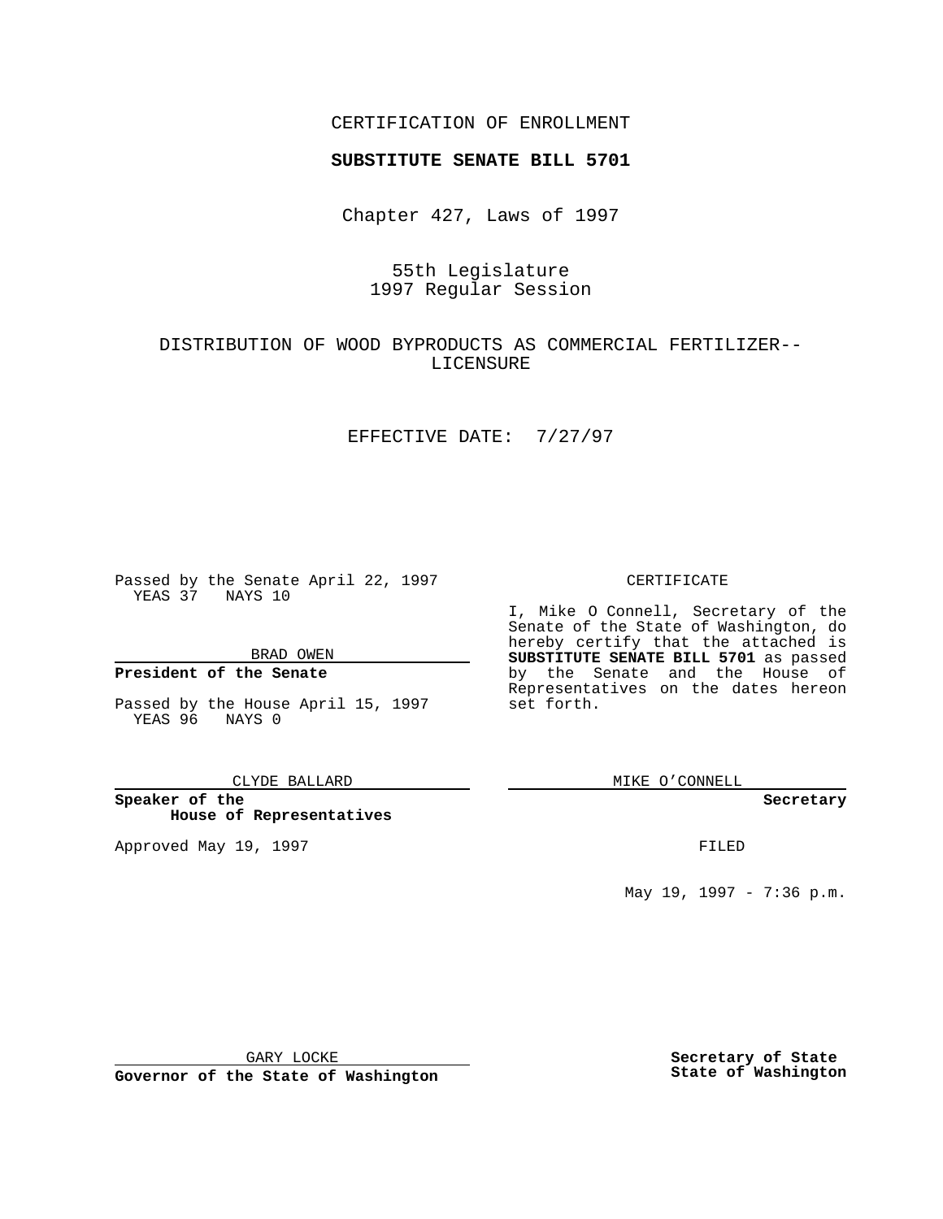CERTIFICATION OF ENROLLMENT

**SUBSTITUTE SENATE BILL 5701**

Chapter 427, Laws of 1997

55th Legislature
1997 Regular Session

DISTRIBUTION OF WOOD BYPRODUCTS AS COMMERCIAL FERTILIZER--LICENSURE

EFFECTIVE DATE: 7/27/97

Passed by the Senate April 22, 1997
YEAS 37 NAYS 10

BRAD OWEN

**President of the Senate**

Passed by the House April 15, 1997
YEAS 96 NAYS 0

CLYDE BALLARD

**Speaker of the House of Representatives**

Approved May 19, 1997

GARY LOCKE

**Governor of the State of Washington**

CERTIFICATE

I, Mike O Connell, Secretary of the Senate of the State of Washington, do hereby certify that the attached is **SUBSTITUTE SENATE BILL 5701** as passed by the Senate and the House of Representatives on the dates hereon set forth.

MIKE O'CONNELL

**Secretary**

FILED

May 19, 1997 - 7:36 p.m.

**Secretary of State**
**State of Washington**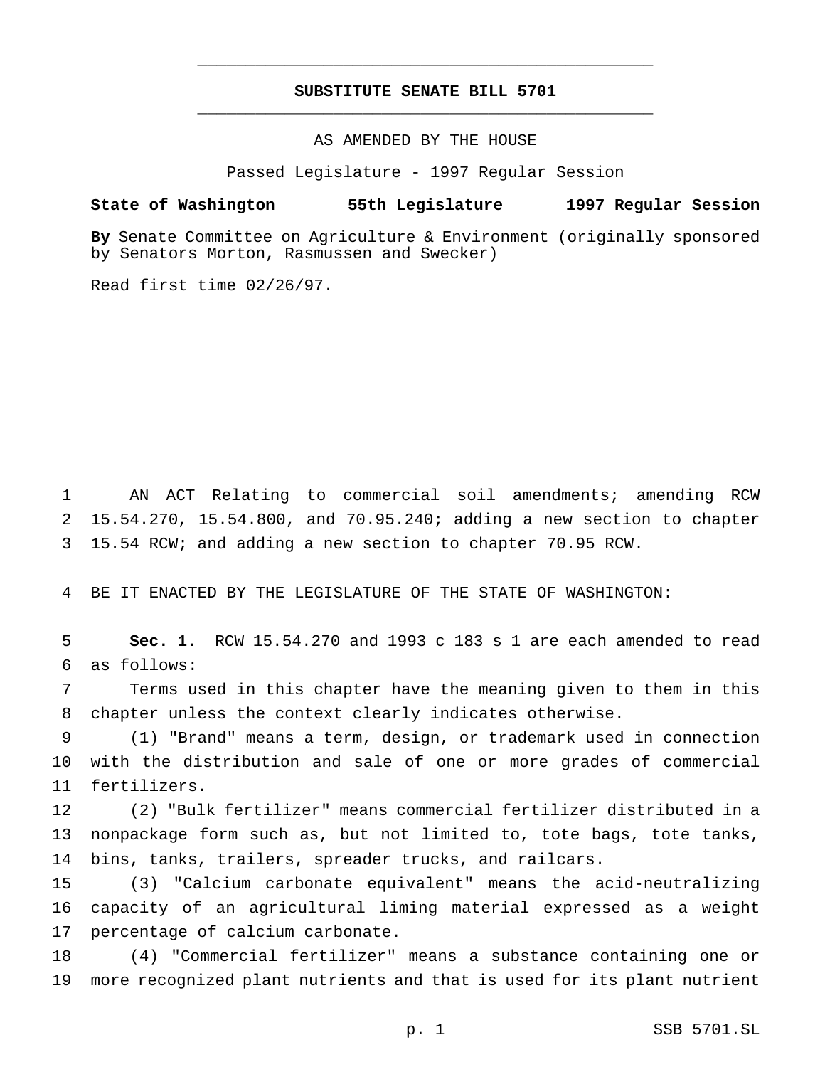# SUBSTITUTE SENATE BILL 5701

AS AMENDED BY THE HOUSE

Passed Legislature - 1997 Regular Session

**State of Washington 55th Legislature 1997 Regular Session**

**By** Senate Committee on Agriculture & Environment (originally sponsored by Senators Morton, Rasmussen and Swecker)

Read first time 02/26/97.

AN ACT Relating to commercial soil amendments; amending RCW 15.54.270, 15.54.800, and 70.95.240; adding a new section to chapter 15.54 RCW; and adding a new section to chapter 70.95 RCW.

BE IT ENACTED BY THE LEGISLATURE OF THE STATE OF WASHINGTON:

**Sec. 1.** RCW 15.54.270 and 1993 c 183 s 1 are each amended to read as follows:

Terms used in this chapter have the meaning given to them in this chapter unless the context clearly indicates otherwise.

(1) "Brand" means a term, design, or trademark used in connection with the distribution and sale of one or more grades of commercial fertilizers.

(2) "Bulk fertilizer" means commercial fertilizer distributed in a nonpackage form such as, but not limited to, tote bags, tote tanks, bins, tanks, trailers, spreader trucks, and railcars.

(3) "Calcium carbonate equivalent" means the acid-neutralizing capacity of an agricultural liming material expressed as a weight percentage of calcium carbonate.

(4) "Commercial fertilizer" means a substance containing one or more recognized plant nutrients and that is used for its plant nutrient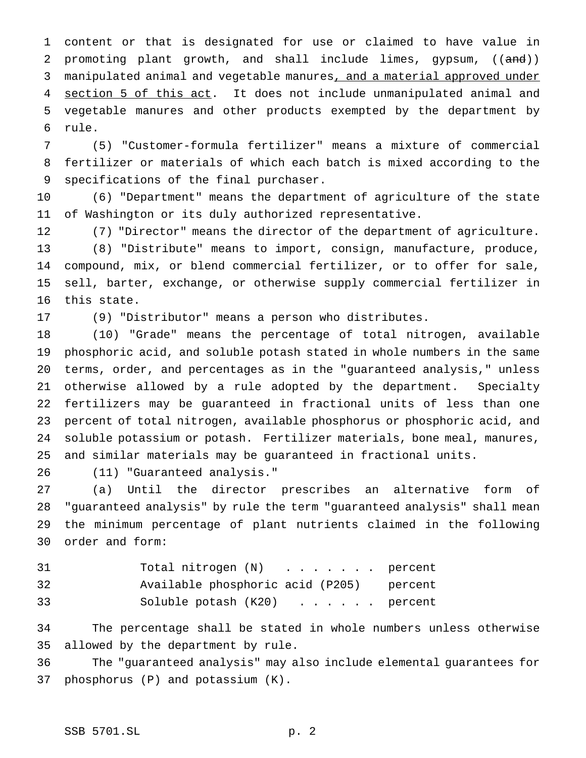content or that is designated for use or claimed to have value in promoting plant growth, and shall include limes, gypsum, ((~~and~~)) manipulated animal and vegetable manures, and a material approved under section 5 of this act. It does not include unmanipulated animal and vegetable manures and other products exempted by the department by rule.

(5) "Customer-formula fertilizer" means a mixture of commercial fertilizer or materials of which each batch is mixed according to the specifications of the final purchaser.

(6) "Department" means the department of agriculture of the state of Washington or its duly authorized representative.

(7) "Director" means the director of the department of agriculture.

(8) "Distribute" means to import, consign, manufacture, produce, compound, mix, or blend commercial fertilizer, or to offer for sale, sell, barter, exchange, or otherwise supply commercial fertilizer in this state.

(9) "Distributor" means a person who distributes.

(10) "Grade" means the percentage of total nitrogen, available phosphoric acid, and soluble potash stated in whole numbers in the same terms, order, and percentages as in the "guaranteed analysis," unless otherwise allowed by a rule adopted by the department. Specialty fertilizers may be guaranteed in fractional units of less than one percent of total nitrogen, available phosphorus or phosphoric acid, and soluble potassium or potash. Fertilizer materials, bone meal, manures, and similar materials may be guaranteed in fractional units.

(11) "Guaranteed analysis."

(a) Until the director prescribes an alternative form of "guaranteed analysis" by rule the term "guaranteed analysis" shall mean the minimum percentage of plant nutrients claimed in the following order and form:

Total nitrogen (N) . . . . . . . percent
Available phosphoric acid (P205) percent
Soluble potash (K20) . . . . . . percent

The percentage shall be stated in whole numbers unless otherwise allowed by the department by rule.

The "guaranteed analysis" may also include elemental guarantees for phosphorus (P) and potassium (K).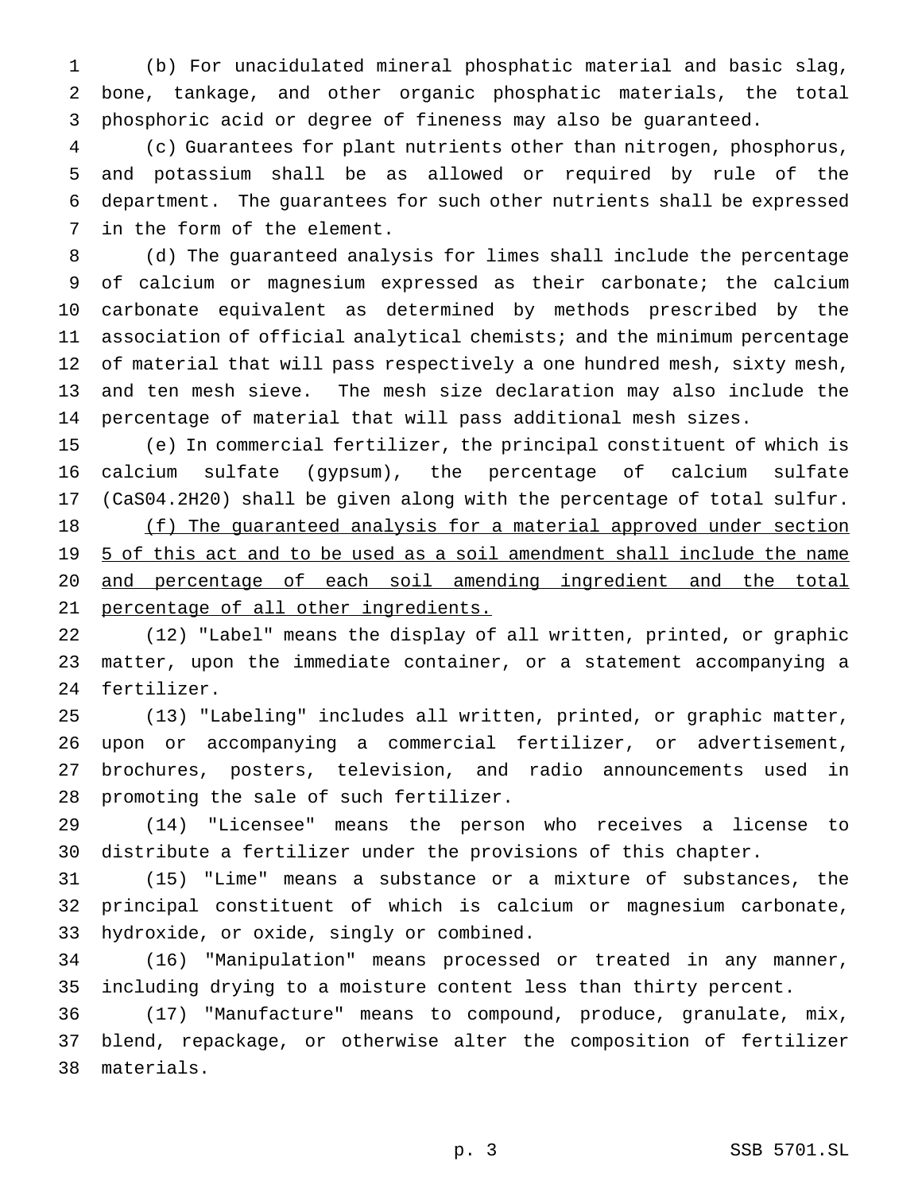(b) For unacidulated mineral phosphatic material and basic slag, bone, tankage, and other organic phosphatic materials, the total phosphoric acid or degree of fineness may also be guaranteed.

(c) Guarantees for plant nutrients other than nitrogen, phosphorus, and potassium shall be as allowed or required by rule of the department. The guarantees for such other nutrients shall be expressed in the form of the element.

(d) The guaranteed analysis for limes shall include the percentage of calcium or magnesium expressed as their carbonate; the calcium carbonate equivalent as determined by methods prescribed by the association of official analytical chemists; and the minimum percentage of material that will pass respectively a one hundred mesh, sixty mesh, and ten mesh sieve. The mesh size declaration may also include the percentage of material that will pass additional mesh sizes.

(e) In commercial fertilizer, the principal constituent of which is calcium sulfate (gypsum), the percentage of calcium sulfate (CaS04.2H20) shall be given along with the percentage of total sulfur.

<u>(f) The guaranteed analysis for a material approved under section 5 of this act and to be used as a soil amendment shall include the name and percentage of each soil amending ingredient and the total percentage of all other ingredients.</u>

(12) "Label" means the display of all written, printed, or graphic matter, upon the immediate container, or a statement accompanying a fertilizer.

(13) "Labeling" includes all written, printed, or graphic matter, upon or accompanying a commercial fertilizer, or advertisement, brochures, posters, television, and radio announcements used in promoting the sale of such fertilizer.

(14) "Licensee" means the person who receives a license to distribute a fertilizer under the provisions of this chapter.

(15) "Lime" means a substance or a mixture of substances, the principal constituent of which is calcium or magnesium carbonate, hydroxide, or oxide, singly or combined.

(16) "Manipulation" means processed or treated in any manner, including drying to a moisture content less than thirty percent.

(17) "Manufacture" means to compound, produce, granulate, mix, blend, repackage, or otherwise alter the composition of fertilizer materials.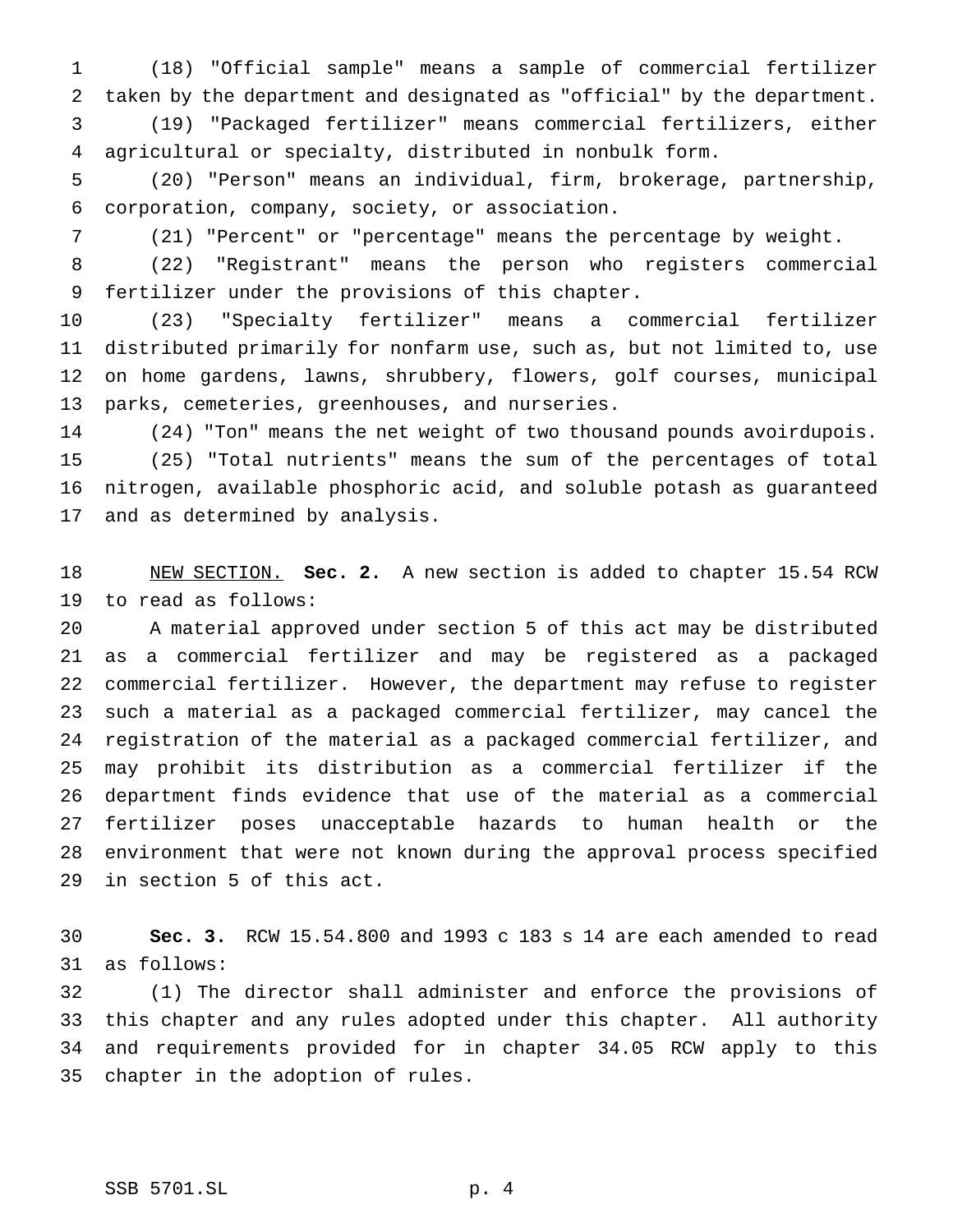(18) "Official sample" means a sample of commercial fertilizer taken by the department and designated as "official" by the department.

(19) "Packaged fertilizer" means commercial fertilizers, either agricultural or specialty, distributed in nonbulk form.

(20) "Person" means an individual, firm, brokerage, partnership, corporation, company, society, or association.

(21) "Percent" or "percentage" means the percentage by weight.

(22) "Registrant" means the person who registers commercial fertilizer under the provisions of this chapter.

(23) "Specialty fertilizer" means a commercial fertilizer distributed primarily for nonfarm use, such as, but not limited to, use on home gardens, lawns, shrubbery, flowers, golf courses, municipal parks, cemeteries, greenhouses, and nurseries.

(24) "Ton" means the net weight of two thousand pounds avoirdupois.

(25) "Total nutrients" means the sum of the percentages of total nitrogen, available phosphoric acid, and soluble potash as guaranteed and as determined by analysis.

NEW SECTION. **Sec. 2.** A new section is added to chapter 15.54 RCW to read as follows:

A material approved under section 5 of this act may be distributed as a commercial fertilizer and may be registered as a packaged commercial fertilizer. However, the department may refuse to register such a material as a packaged commercial fertilizer, may cancel the registration of the material as a packaged commercial fertilizer, and may prohibit its distribution as a commercial fertilizer if the department finds evidence that use of the material as a commercial fertilizer poses unacceptable hazards to human health or the environment that were not known during the approval process specified in section 5 of this act.

**Sec. 3.** RCW 15.54.800 and 1993 c 183 s 14 are each amended to read as follows:

(1) The director shall administer and enforce the provisions of this chapter and any rules adopted under this chapter. All authority and requirements provided for in chapter 34.05 RCW apply to this chapter in the adoption of rules.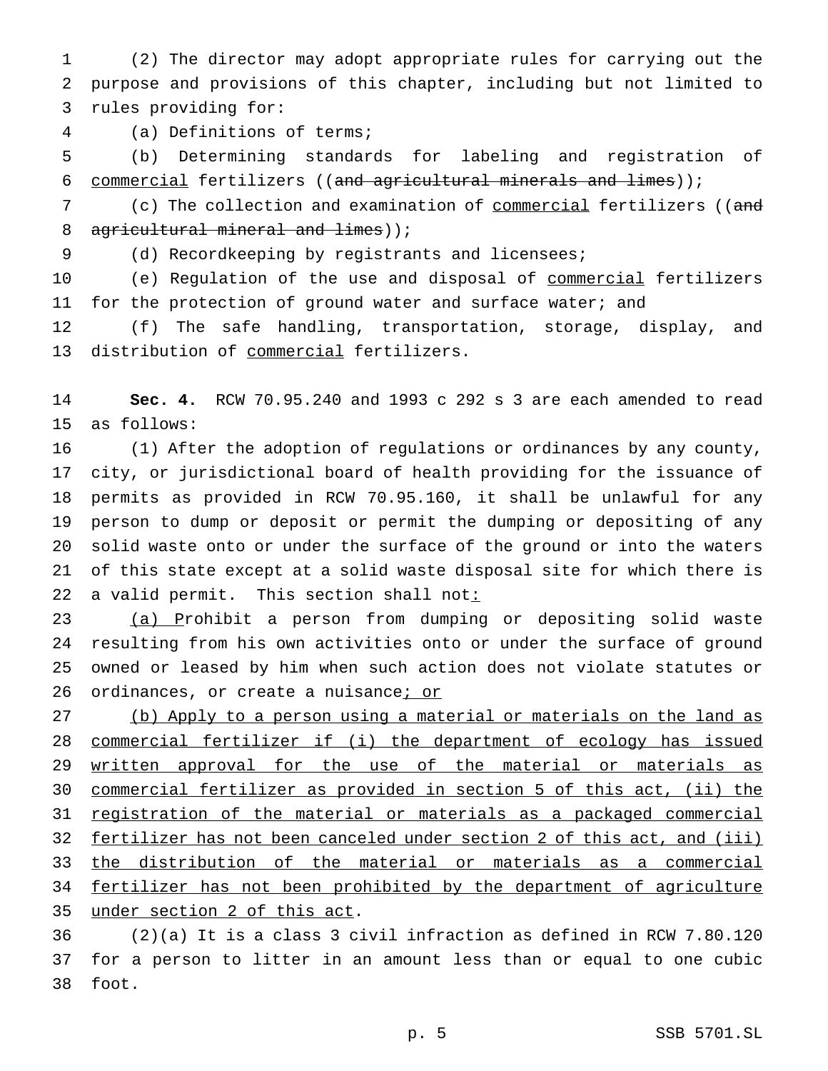(2) The director may adopt appropriate rules for carrying out the purpose and provisions of this chapter, including but not limited to rules providing for:

(a) Definitions of terms;

(b) Determining standards for labeling and registration of <u>commercial</u> fertilizers ((~~and agricultural minerals and limes~~));

(c) The collection and examination of <u>commercial</u> fertilizers ((~~and agricultural mineral and limes~~));

(d) Recordkeeping by registrants and licensees;

(e) Regulation of the use and disposal of <u>commercial</u> fertilizers for the protection of ground water and surface water; and

(f) The safe handling, transportation, storage, display, and distribution of <u>commercial</u> fertilizers.

**Sec. 4.** RCW 70.95.240 and 1993 c 292 s 3 are each amended to read as follows:

(1) After the adoption of regulations or ordinances by any county, city, or jurisdictional board of health providing for the issuance of permits as provided in RCW 70.95.160, it shall be unlawful for any person to dump or deposit or permit the dumping or depositing of any solid waste onto or under the surface of the ground or into the waters of this state except at a solid waste disposal site for which there is a valid permit. This section shall not<u>:</u>

<u>(a) P</u>rohibit a person from dumping or depositing solid waste resulting from his own activities onto or under the surface of ground owned or leased by him when such action does not violate statutes or ordinances, or create a nuisance<u>; or</u>

<u>(b) Apply to a person using a material or materials on the land as commercial fertilizer if (i) the department of ecology has issued written approval for the use of the material or materials as commercial fertilizer as provided in section 5 of this act, (ii) the registration of the material or materials as a packaged commercial fertilizer has not been canceled under section 2 of this act, and (iii) the distribution of the material or materials as a commercial fertilizer has not been prohibited by the department of agriculture under section 2 of this act</u>.

(2)(a) It is a class 3 civil infraction as defined in RCW 7.80.120 for a person to litter in an amount less than or equal to one cubic foot.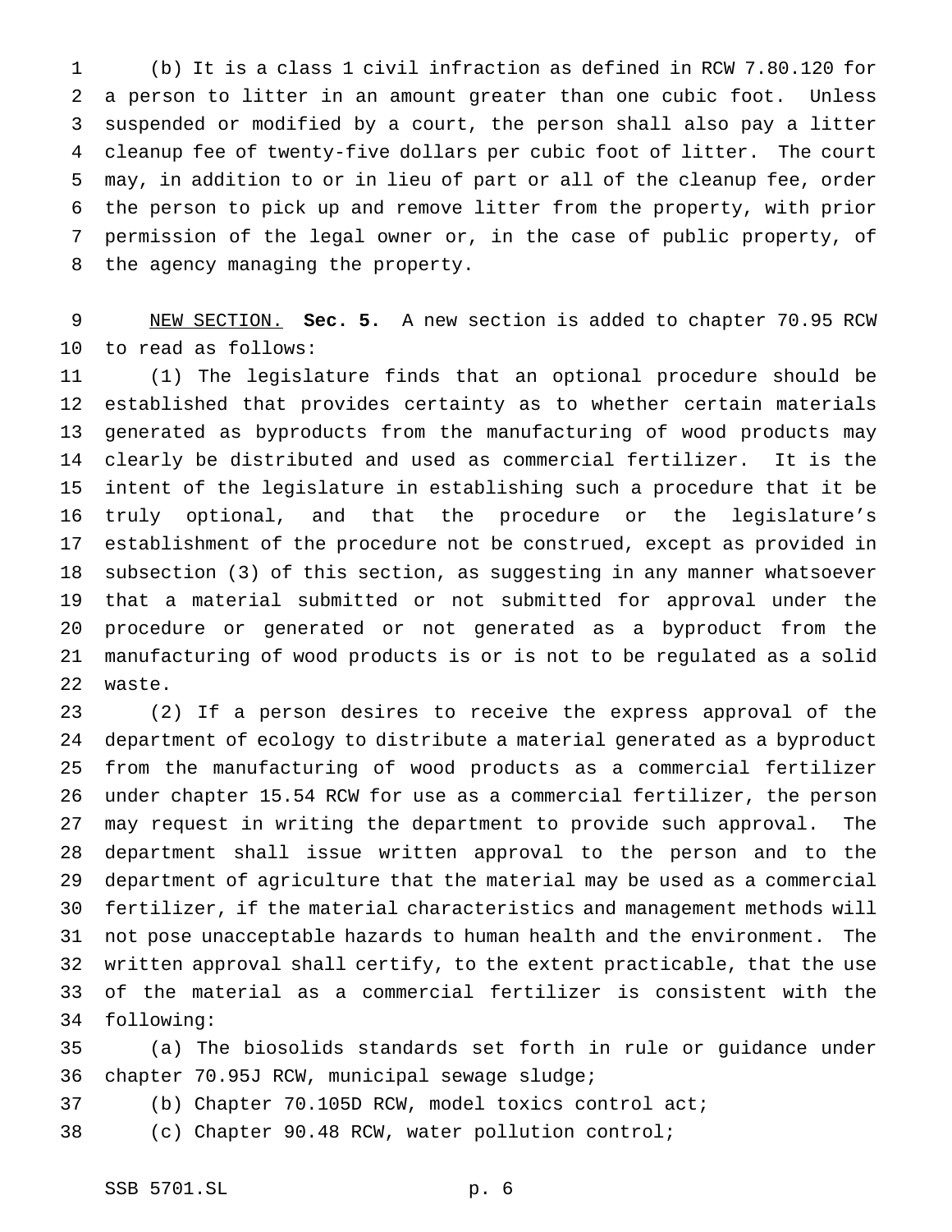(b) It is a class 1 civil infraction as defined in RCW 7.80.120 for a person to litter in an amount greater than one cubic foot. Unless suspended or modified by a court, the person shall also pay a litter cleanup fee of twenty-five dollars per cubic foot of litter. The court may, in addition to or in lieu of part or all of the cleanup fee, order the person to pick up and remove litter from the property, with prior permission of the legal owner or, in the case of public property, of the agency managing the property.

NEW SECTION. **Sec. 5.** A new section is added to chapter 70.95 RCW to read as follows:

(1) The legislature finds that an optional procedure should be established that provides certainty as to whether certain materials generated as byproducts from the manufacturing of wood products may clearly be distributed and used as commercial fertilizer. It is the intent of the legislature in establishing such a procedure that it be truly optional, and that the procedure or the legislature's establishment of the procedure not be construed, except as provided in subsection (3) of this section, as suggesting in any manner whatsoever that a material submitted or not submitted for approval under the procedure or generated or not generated as a byproduct from the manufacturing of wood products is or is not to be regulated as a solid waste.

(2) If a person desires to receive the express approval of the department of ecology to distribute a material generated as a byproduct from the manufacturing of wood products as a commercial fertilizer under chapter 15.54 RCW for use as a commercial fertilizer, the person may request in writing the department to provide such approval. The department shall issue written approval to the person and to the department of agriculture that the material may be used as a commercial fertilizer, if the material characteristics and management methods will not pose unacceptable hazards to human health and the environment. The written approval shall certify, to the extent practicable, that the use of the material as a commercial fertilizer is consistent with the following:

(a) The biosolids standards set forth in rule or guidance under chapter 70.95J RCW, municipal sewage sludge;

(b) Chapter 70.105D RCW, model toxics control act;

(c) Chapter 90.48 RCW, water pollution control;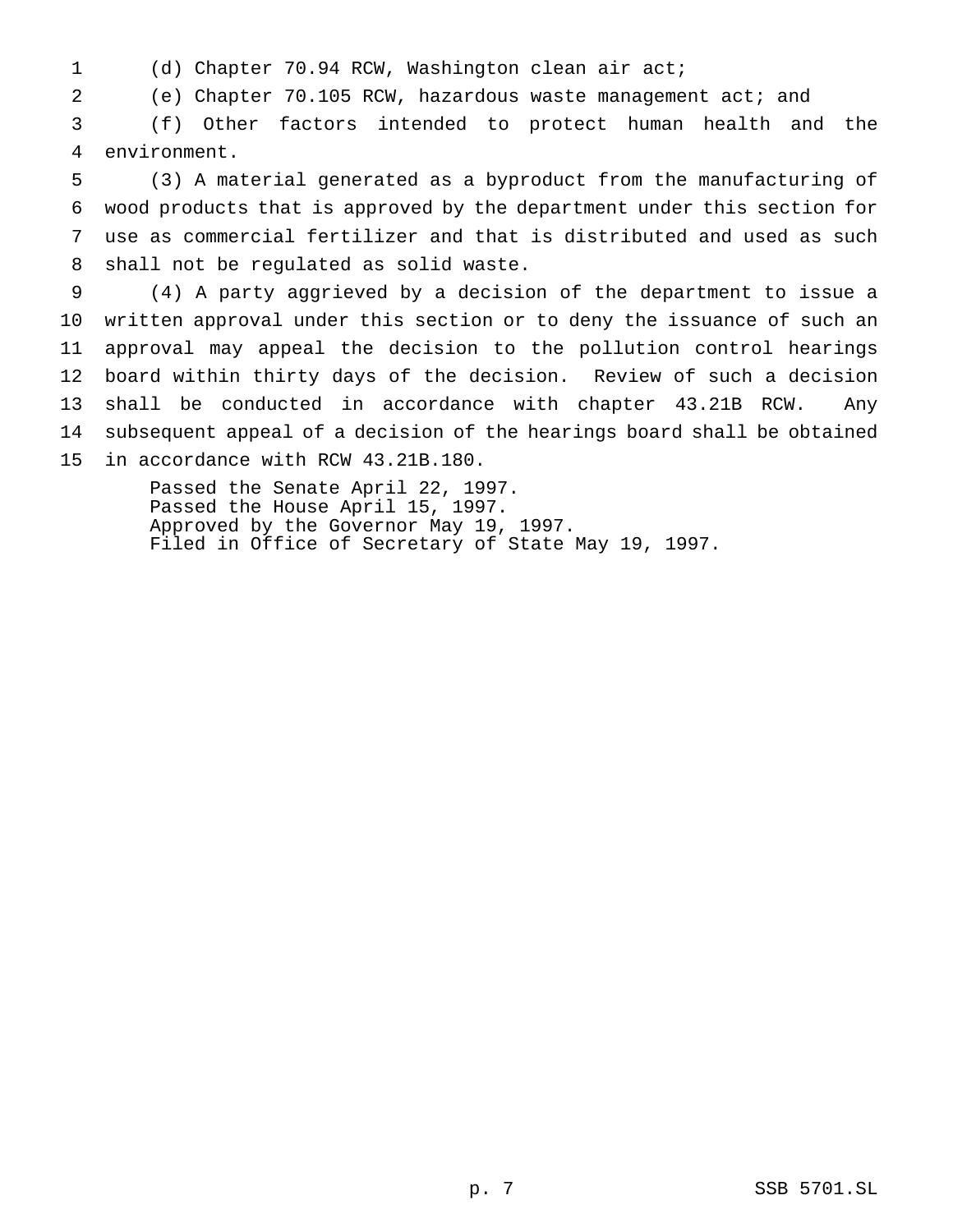(d) Chapter 70.94 RCW, Washington clean air act;

(e) Chapter 70.105 RCW, hazardous waste management act; and

(f) Other factors intended to protect human health and the environment.

(3) A material generated as a byproduct from the manufacturing of wood products that is approved by the department under this section for use as commercial fertilizer and that is distributed and used as such shall not be regulated as solid waste.

(4) A party aggrieved by a decision of the department to issue a written approval under this section or to deny the issuance of such an approval may appeal the decision to the pollution control hearings board within thirty days of the decision. Review of such a decision shall be conducted in accordance with chapter 43.21B RCW. Any subsequent appeal of a decision of the hearings board shall be obtained in accordance with RCW 43.21B.180.

Passed the Senate April 22, 1997.
Passed the House April 15, 1997.
Approved by the Governor May 19, 1997.
Filed in Office of Secretary of State May 19, 1997.